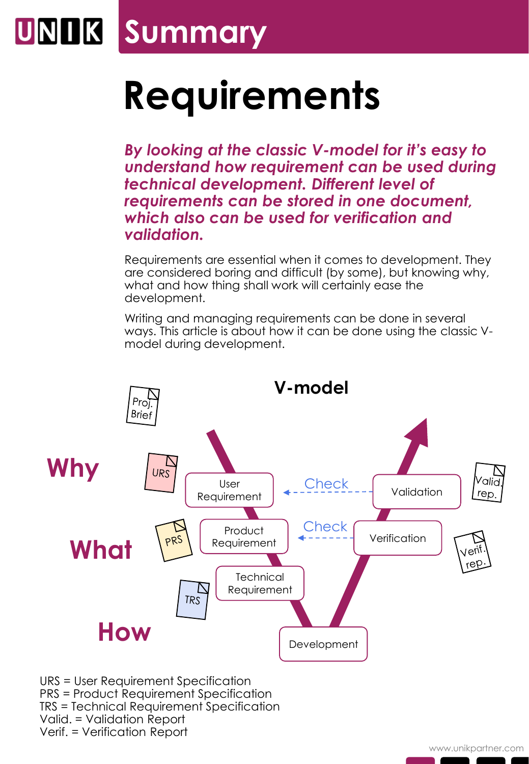# Summary

# Requirements

***By looking at the classic V-model for it's easy to understand how requirement can be used during technical development. Different level of requirements can be stored in one document, which also can be used for verification and validation.***

Requirements are essential when it comes to development. They are considered boring and difficult (by some), but knowing why, what and how thing shall work will certainly ease the development.

Writing and managing requirements can be done in several ways. This article is about how it can be done using the classic V-model during development.

## V-model

Proj. Brief

**Why** — URS — User Requirement ← Check — Validation — Valid. rep.

**What** — PRS — Product Requirement ← Check — Verification — Verif. rep.

TRS — Technical Requirement

**How** — Development

URS = User Requirement Specification
PRS = Product Requirement Specification
TRS = Technical Requirement Specification
Valid. = Validation Report
Verif. = Verification Report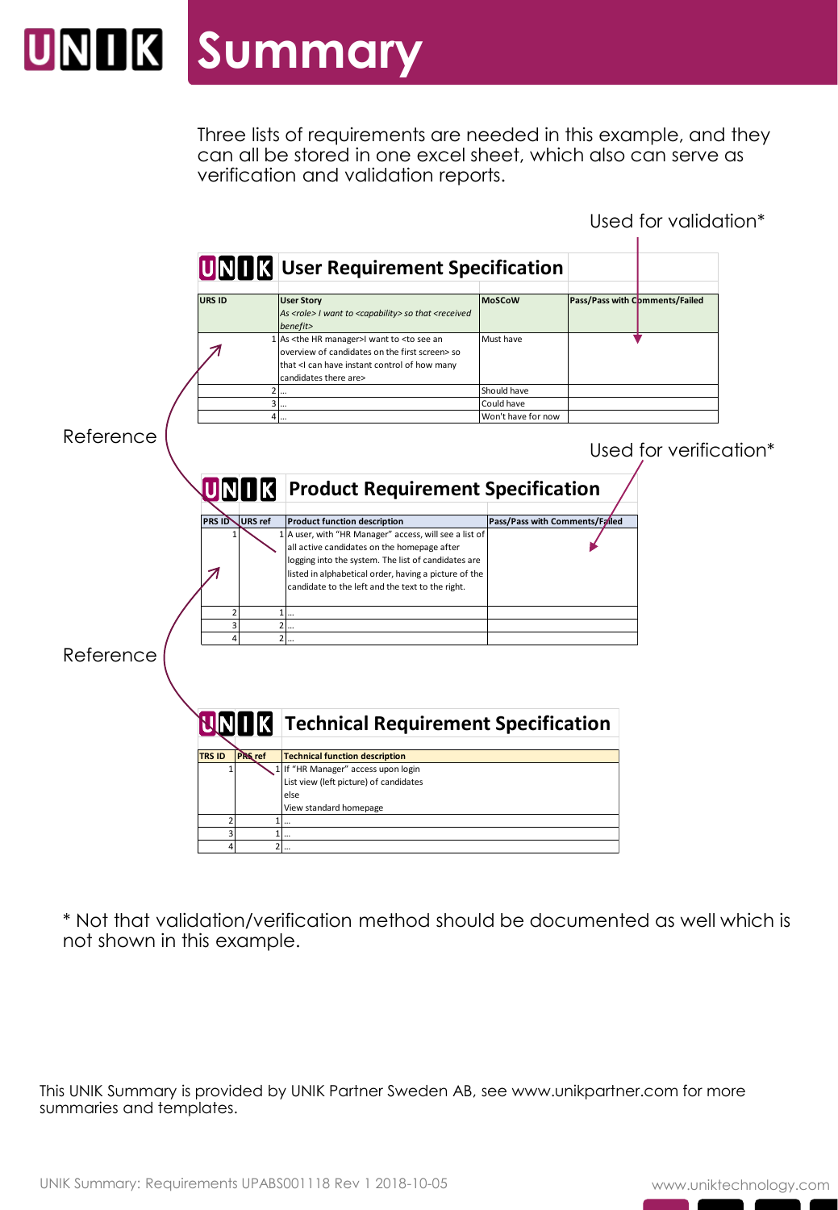# Summary

Three lists of requirements are needed in this example, and they can all be stored in one excel sheet, which also can serve as verification and validation reports.

Used for validation*

## User Requirement Specification

| URS ID | User Story<br>*As <role> I want to <capability> so that <received benefit>* | MoSCoW | Pass/Pass with Comments/Failed |
|---|---|---|---|
| 1 | As <the HR manager>I want to <to see an overview of candidates on the first screen> so that <I can have instant control of how many candidates there are> | Must have | |
| 2 | ... | Should have | |
| 3 | ... | Could have | |
| 4 | ... | Won't have for now | |

Reference

Used for verification*

## Product Requirement Specification

| PRS ID | URS ref | Product function description | Pass/Pass with Comments/Failed |
|---|---|---|---|
| 1 | 1 | A user, with "HR Manager" access, will see a list of all active candidates on the homepage after logging into the system. The list of candidates are listed in alphabetical order, having a picture of the candidate to the left and the text to the right. | |
| 2 | 1 | ... | |
| 3 | 2 | ... | |
| 4 | 2 | ... | |

Reference

## Technical Requirement Specification

| TRS ID | PRS ref | Technical function description |
|---|---|---|
| 1 | 1 | If "HR Manager" access upon login<br>List view (left picture) of candidates<br>else<br>View standard homepage |
| 2 | 1 | ... |
| 3 | 1 | ... |
| 4 | 2 | ... |

* Not that validation/verification method should be documented as well which is not shown in this example.

This UNIK Summary is provided by UNIK Partner Sweden AB, see www.unikpartner.com for more summaries and templates.

UNIK Summary: Requirements UPABS001118 Rev 1 2018-10-05

www.uniktechnology.com